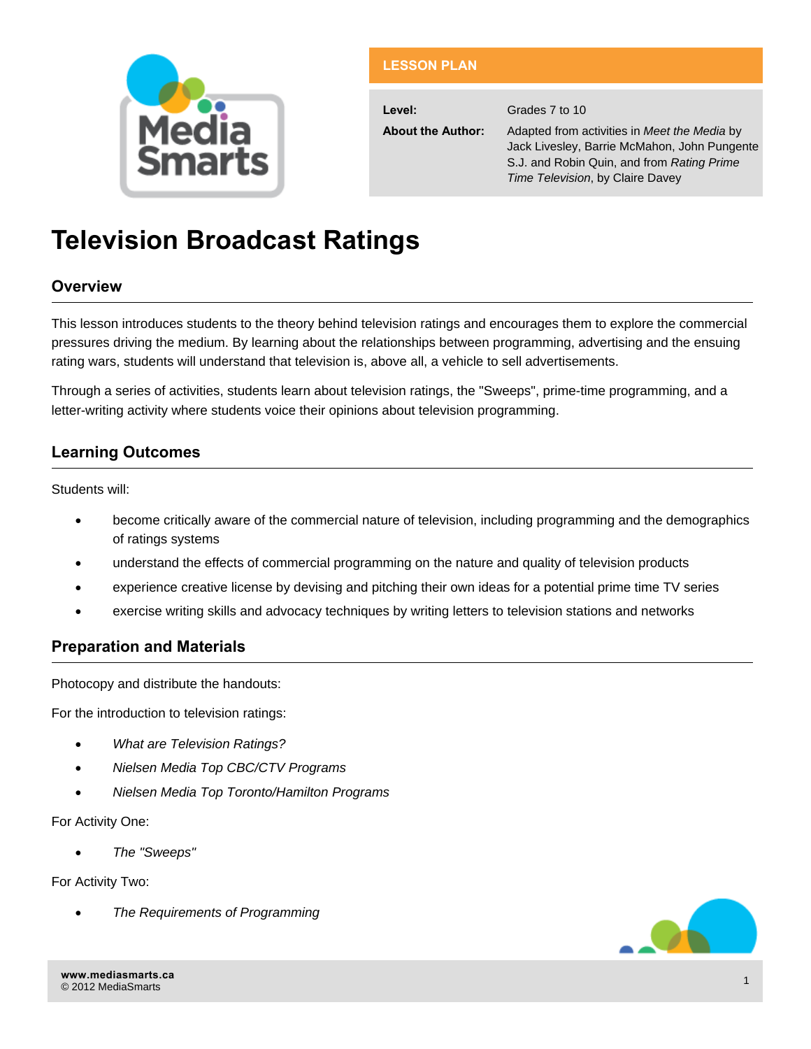**LESSON PLAN**

| | |
|---|---|
| **Level:** | Grades 7 to 10 |
| **About the Author:** | Adapted from activities in *Meet the Media* by Jack Livesley, Barrie McMahon, John Pungente S.J. and Robin Quin, and from *Rating Prime Time Television*, by Claire Davey |

# Television Broadcast Ratings

## Overview

This lesson introduces students to the theory behind television ratings and encourages them to explore the commercial pressures driving the medium. By learning about the relationships between programming, advertising and the ensuing rating wars, students will understand that television is, above all, a vehicle to sell advertisements.

Through a series of activities, students learn about television ratings, the "Sweeps", prime-time programming, and a letter-writing activity where students voice their opinions about television programming.

## Learning Outcomes

Students will:

- become critically aware of the commercial nature of television, including programming and the demographics of ratings systems
- understand the effects of commercial programming on the nature and quality of television products
- experience creative license by devising and pitching their own ideas for a potential prime time TV series
- exercise writing skills and advocacy techniques by writing letters to television stations and networks

## Preparation and Materials

Photocopy and distribute the handouts:

For the introduction to television ratings:

- *What are Television Ratings?*
- *Nielsen Media Top CBC/CTV Programs*
- *Nielsen Media Top Toronto/Hamilton Programs*

For Activity One:

- *The "Sweeps"*

For Activity Two:

- *The Requirements of Programming*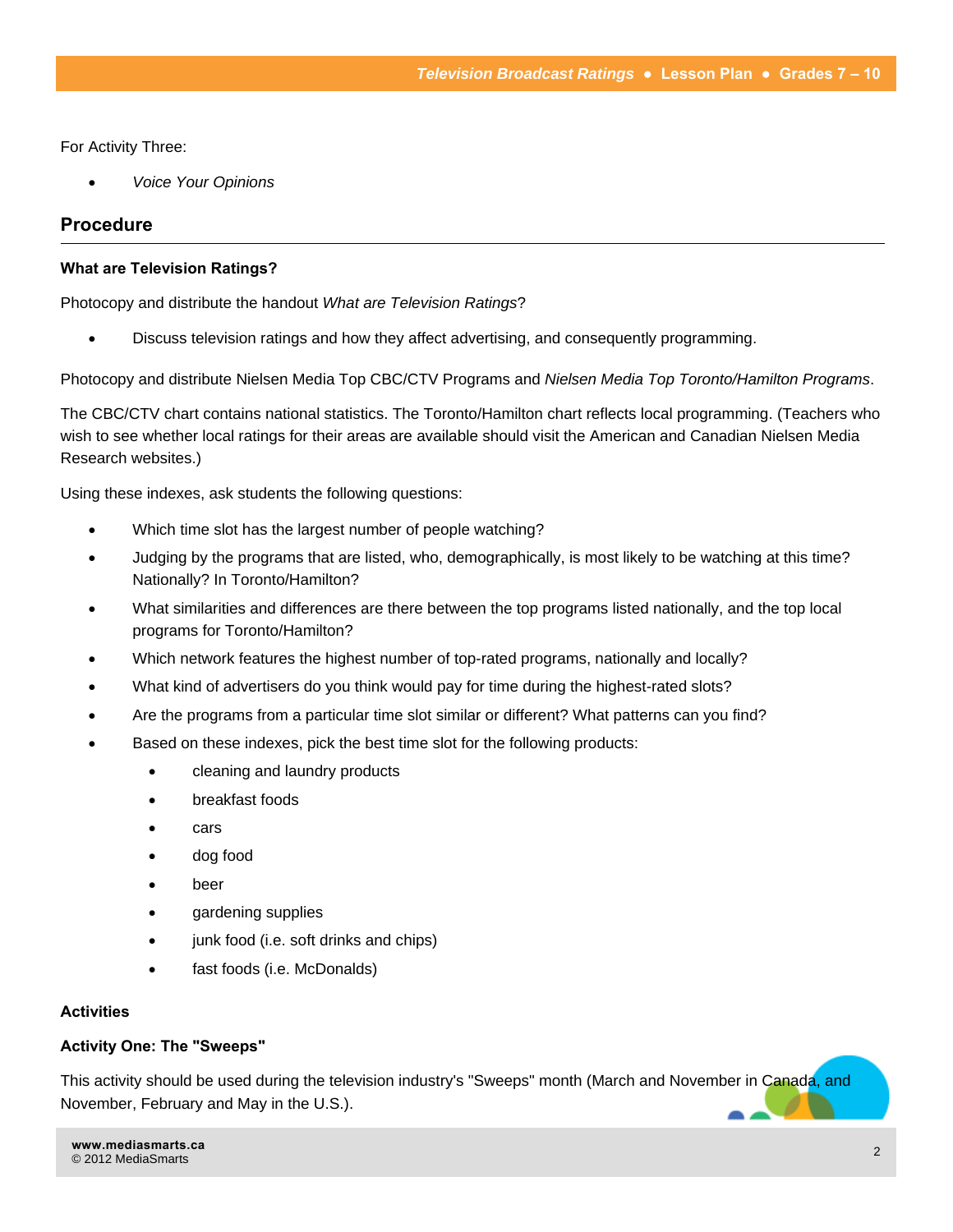For Activity Three:

- *Voice Your Opinions*

## Procedure

### What are Television Ratings?

Photocopy and distribute the handout *What are Television Ratings*?

- Discuss television ratings and how they affect advertising, and consequently programming.

Photocopy and distribute Nielsen Media Top CBC/CTV Programs and *Nielsen Media Top Toronto/Hamilton Programs*.

The CBC/CTV chart contains national statistics. The Toronto/Hamilton chart reflects local programming. (Teachers who wish to see whether local ratings for their areas are available should visit the American and Canadian Nielsen Media Research websites.)

Using these indexes, ask students the following questions:

- Which time slot has the largest number of people watching?
- Judging by the programs that are listed, who, demographically, is most likely to be watching at this time? Nationally? In Toronto/Hamilton?
- What similarities and differences are there between the top programs listed nationally, and the top local programs for Toronto/Hamilton?
- Which network features the highest number of top-rated programs, nationally and locally?
- What kind of advertisers do you think would pay for time during the highest-rated slots?
- Are the programs from a particular time slot similar or different? What patterns can you find?
- Based on these indexes, pick the best time slot for the following products:
  - cleaning and laundry products
  - breakfast foods
  - cars
  - dog food
  - beer
  - gardening supplies
  - junk food (i.e. soft drinks and chips)
  - fast foods (i.e. McDonalds)

### Activities

### Activity One: The "Sweeps"

This activity should be used during the television industry's "Sweeps" month (March and November in Canada, and November, February and May in the U.S.).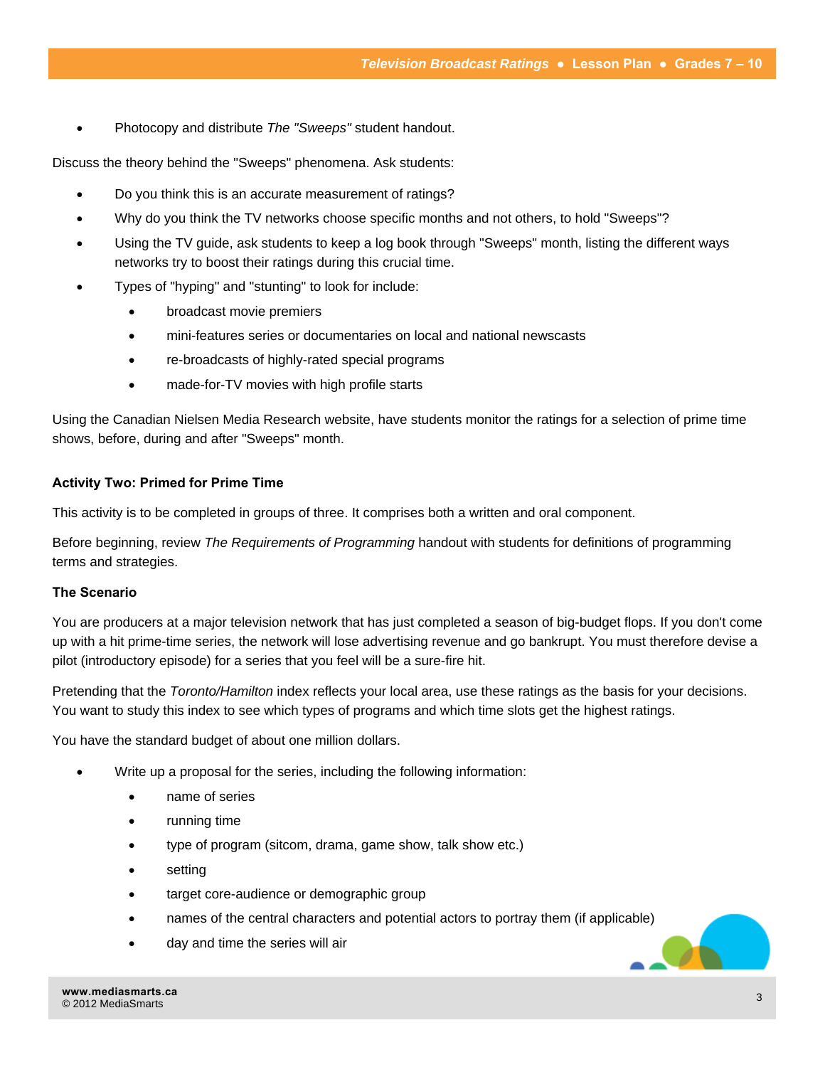- Photocopy and distribute *The "Sweeps"* student handout.

Discuss the theory behind the "Sweeps" phenomena. Ask students:

- Do you think this is an accurate measurement of ratings?
- Why do you think the TV networks choose specific months and not others, to hold "Sweeps"?
- Using the TV guide, ask students to keep a log book through "Sweeps" month, listing the different ways networks try to boost their ratings during this crucial time.
- Types of "hyping" and "stunting" to look for include:
    - broadcast movie premiers
    - mini-features series or documentaries on local and national newscasts
    - re-broadcasts of highly-rated special programs
    - made-for-TV movies with high profile starts

Using the Canadian Nielsen Media Research website, have students monitor the ratings for a selection of prime time shows, before, during and after "Sweeps" month.

### Activity Two: Primed for Prime Time

This activity is to be completed in groups of three. It comprises both a written and oral component.

Before beginning, review *The Requirements of Programming* handout with students for definitions of programming terms and strategies.

#### The Scenario

You are producers at a major television network that has just completed a season of big-budget flops. If you don't come up with a hit prime-time series, the network will lose advertising revenue and go bankrupt. You must therefore devise a pilot (introductory episode) for a series that you feel will be a sure-fire hit.

Pretending that the *Toronto/Hamilton* index reflects your local area, use these ratings as the basis for your decisions. You want to study this index to see which types of programs and which time slots get the highest ratings.

You have the standard budget of about one million dollars.

- Write up a proposal for the series, including the following information:
    - name of series
    - running time
    - type of program (sitcom, drama, game show, talk show etc.)
    - setting
    - target core-audience or demographic group
    - names of the central characters and potential actors to portray them (if applicable)
    - day and time the series will air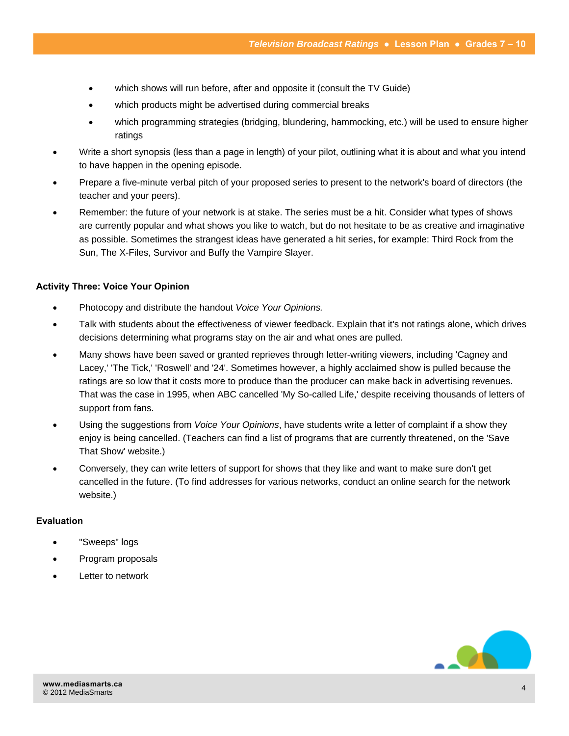- which shows will run before, after and opposite it (consult the TV Guide)
    - which products might be advertised during commercial breaks
    - which programming strategies (bridging, blundering, hammocking, etc.) will be used to ensure higher ratings
- Write a short synopsis (less than a page in length) of your pilot, outlining what it is about and what you intend to have happen in the opening episode.
- Prepare a five-minute verbal pitch of your proposed series to present to the network's board of directors (the teacher and your peers).
- Remember: the future of your network is at stake. The series must be a hit. Consider what types of shows are currently popular and what shows you like to watch, but do not hesitate to be as creative and imaginative as possible. Sometimes the strangest ideas have generated a hit series, for example: Third Rock from the Sun, The X-Files, Survivor and Buffy the Vampire Slayer.

**Activity Three: Voice Your Opinion**

- Photocopy and distribute the handout *Voice Your Opinions.*
- Talk with students about the effectiveness of viewer feedback. Explain that it's not ratings alone, which drives decisions determining what programs stay on the air and what ones are pulled.
- Many shows have been saved or granted reprieves through letter-writing viewers, including 'Cagney and Lacey,' 'The Tick,' 'Roswell' and '24'. Sometimes however, a highly acclaimed show is pulled because the ratings are so low that it costs more to produce than the producer can make back in advertising revenues. That was the case in 1995, when ABC cancelled 'My So-called Life,' despite receiving thousands of letters of support from fans.
- Using the suggestions from *Voice Your Opinions*, have students write a letter of complaint if a show they enjoy is being cancelled. (Teachers can find a list of programs that are currently threatened, on the 'Save That Show' website.)
- Conversely, they can write letters of support for shows that they like and want to make sure don't get cancelled in the future. (To find addresses for various networks, conduct an online search for the network website.)

**Evaluation**

- "Sweeps" logs
- Program proposals
- Letter to network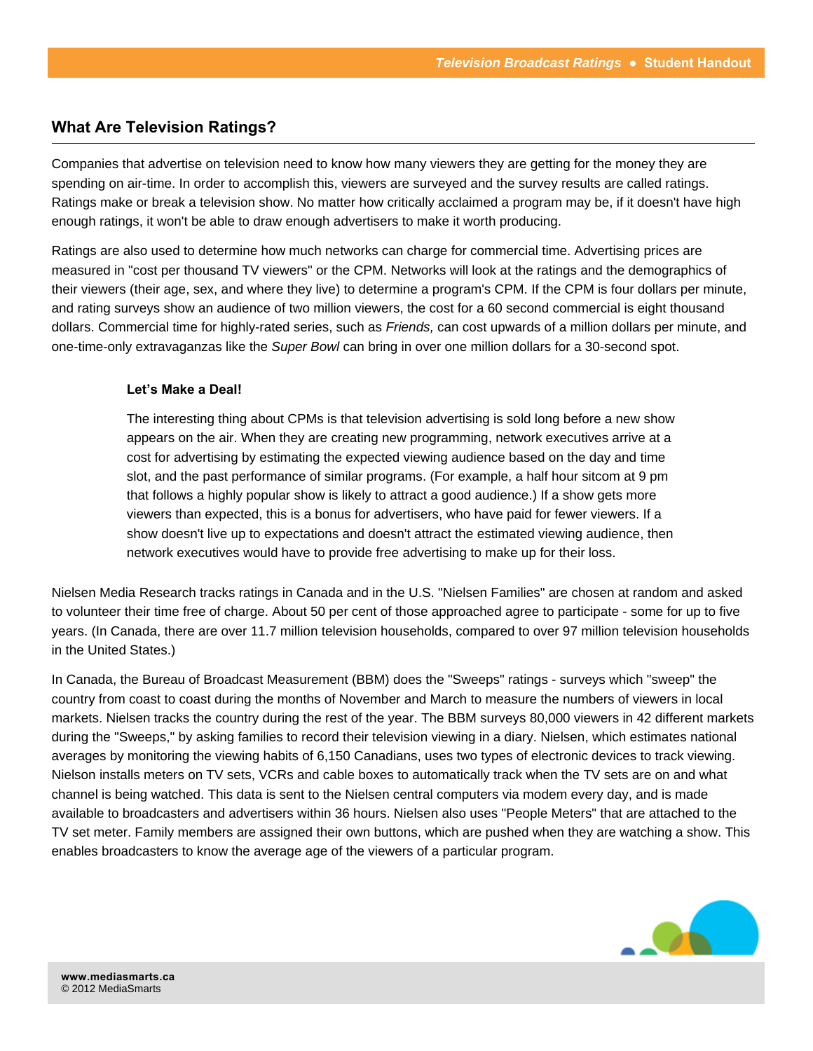## What Are Television Ratings?

Companies that advertise on television need to know how many viewers they are getting for the money they are spending on air-time. In order to accomplish this, viewers are surveyed and the survey results are called ratings. Ratings make or break a television show. No matter how critically acclaimed a program may be, if it doesn't have high enough ratings, it won't be able to draw enough advertisers to make it worth producing.

Ratings are also used to determine how much networks can charge for commercial time. Advertising prices are measured in "cost per thousand TV viewers" or the CPM. Networks will look at the ratings and the demographics of their viewers (their age, sex, and where they live) to determine a program's CPM. If the CPM is four dollars per minute, and rating surveys show an audience of two million viewers, the cost for a 60 second commercial is eight thousand dollars. Commercial time for highly-rated series, such as *Friends,* can cost upwards of a million dollars per minute, and one-time-only extravaganzas like the *Super Bowl* can bring in over one million dollars for a 30-second spot.

> **Let's Make a Deal!**
>
> The interesting thing about CPMs is that television advertising is sold long before a new show appears on the air. When they are creating new programming, network executives arrive at a cost for advertising by estimating the expected viewing audience based on the day and time slot, and the past performance of similar programs. (For example, a half hour sitcom at 9 pm that follows a highly popular show is likely to attract a good audience.) If a show gets more viewers than expected, this is a bonus for advertisers, who have paid for fewer viewers. If a show doesn't live up to expectations and doesn't attract the estimated viewing audience, then network executives would have to provide free advertising to make up for their loss.

Nielsen Media Research tracks ratings in Canada and in the U.S. "Nielsen Families" are chosen at random and asked to volunteer their time free of charge. About 50 per cent of those approached agree to participate - some for up to five years. (In Canada, there are over 11.7 million television households, compared to over 97 million television households in the United States.)

In Canada, the Bureau of Broadcast Measurement (BBM) does the "Sweeps" ratings - surveys which "sweep" the country from coast to coast during the months of November and March to measure the numbers of viewers in local markets. Nielsen tracks the country during the rest of the year. The BBM surveys 80,000 viewers in 42 different markets during the "Sweeps," by asking families to record their television viewing in a diary. Nielsen, which estimates national averages by monitoring the viewing habits of 6,150 Canadians, uses two types of electronic devices to track viewing. Nielson installs meters on TV sets, VCRs and cable boxes to automatically track when the TV sets are on and what channel is being watched. This data is sent to the Nielsen central computers via modem every day, and is made available to broadcasters and advertisers within 36 hours. Nielsen also uses "People Meters" that are attached to the TV set meter. Family members are assigned their own buttons, which are pushed when they are watching a show. This enables broadcasters to know the average age of the viewers of a particular program.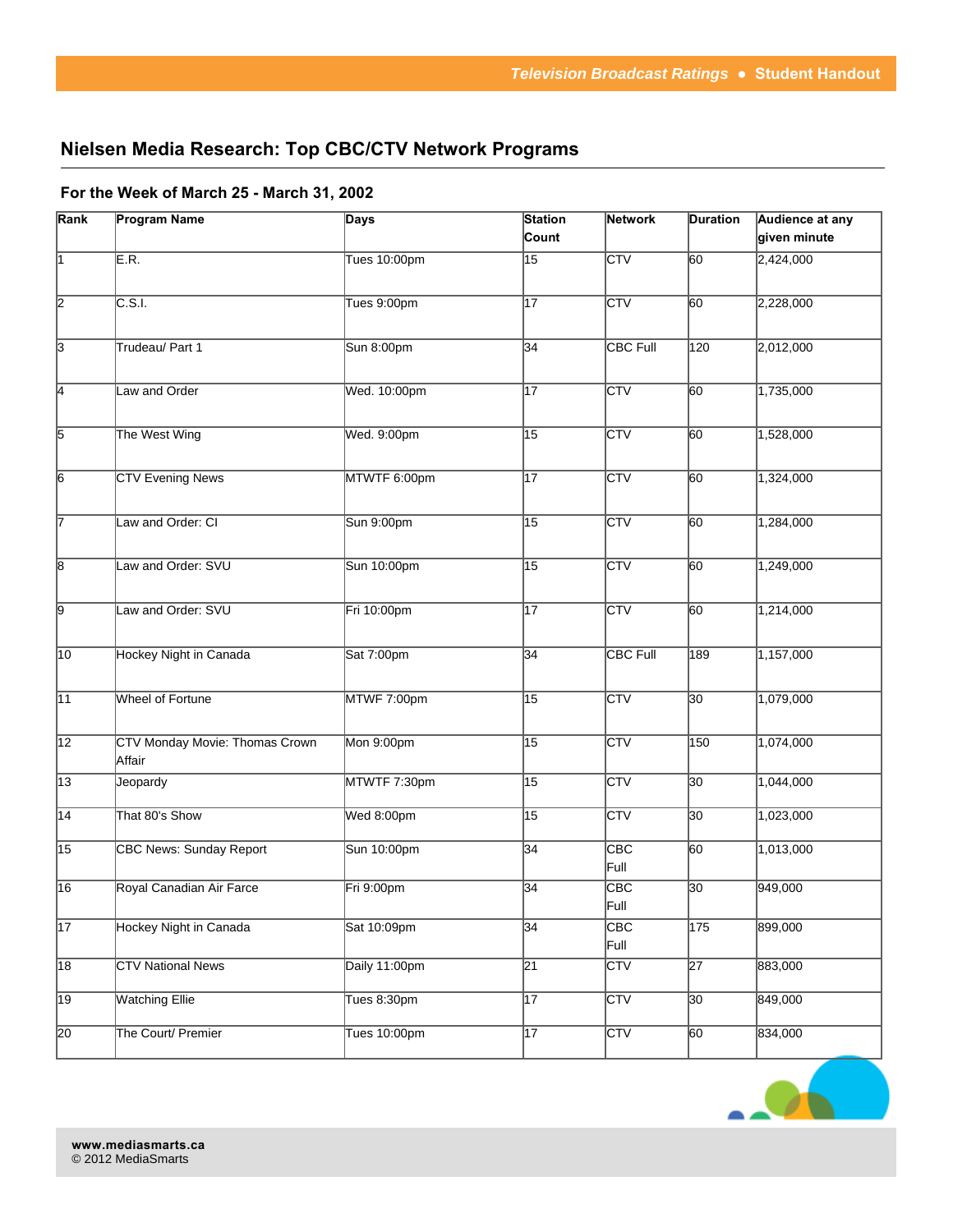## Nielsen Media Research: Top CBC/CTV Network Programs

### For the Week of March 25 - March 31, 2002

| Rank | Program Name | Days | Station Count | Network | Duration | Audience at any given minute |
|---|---|---|---|---|---|---|
| 1 | E.R. | Tues 10:00pm | 15 | CTV | 60 | 2,424,000 |
| 2 | C.S.I. | Tues 9:00pm | 17 | CTV | 60 | 2,228,000 |
| 3 | Trudeau/ Part 1 | Sun 8:00pm | 34 | CBC Full | 120 | 2,012,000 |
| 4 | Law and Order | Wed. 10:00pm | 17 | CTV | 60 | 1,735,000 |
| 5 | The West Wing | Wed. 9:00pm | 15 | CTV | 60 | 1,528,000 |
| 6 | CTV Evening News | MTWTF 6:00pm | 17 | CTV | 60 | 1,324,000 |
| 7 | Law and Order: CI | Sun 9:00pm | 15 | CTV | 60 | 1,284,000 |
| 8 | Law and Order: SVU | Sun 10:00pm | 15 | CTV | 60 | 1,249,000 |
| 9 | Law and Order: SVU | Fri 10:00pm | 17 | CTV | 60 | 1,214,000 |
| 10 | Hockey Night in Canada | Sat 7:00pm | 34 | CBC Full | 189 | 1,157,000 |
| 11 | Wheel of Fortune | MTWF 7:00pm | 15 | CTV | 30 | 1,079,000 |
| 12 | CTV Monday Movie: Thomas Crown Affair | Mon 9:00pm | 15 | CTV | 150 | 1,074,000 |
| 13 | Jeopardy | MTWTF 7:30pm | 15 | CTV | 30 | 1,044,000 |
| 14 | That 80's Show | Wed 8:00pm | 15 | CTV | 30 | 1,023,000 |
| 15 | CBC News: Sunday Report | Sun 10:00pm | 34 | CBC Full | 60 | 1,013,000 |
| 16 | Royal Canadian Air Farce | Fri 9:00pm | 34 | CBC Full | 30 | 949,000 |
| 17 | Hockey Night in Canada | Sat 10:09pm | 34 | CBC Full | 175 | 899,000 |
| 18 | CTV National News | Daily 11:00pm | 21 | CTV | 27 | 883,000 |
| 19 | Watching Ellie | Tues 8:30pm | 17 | CTV | 30 | 849,000 |
| 20 | The Court/ Premier | Tues 10:00pm | 17 | CTV | 60 | 834,000 |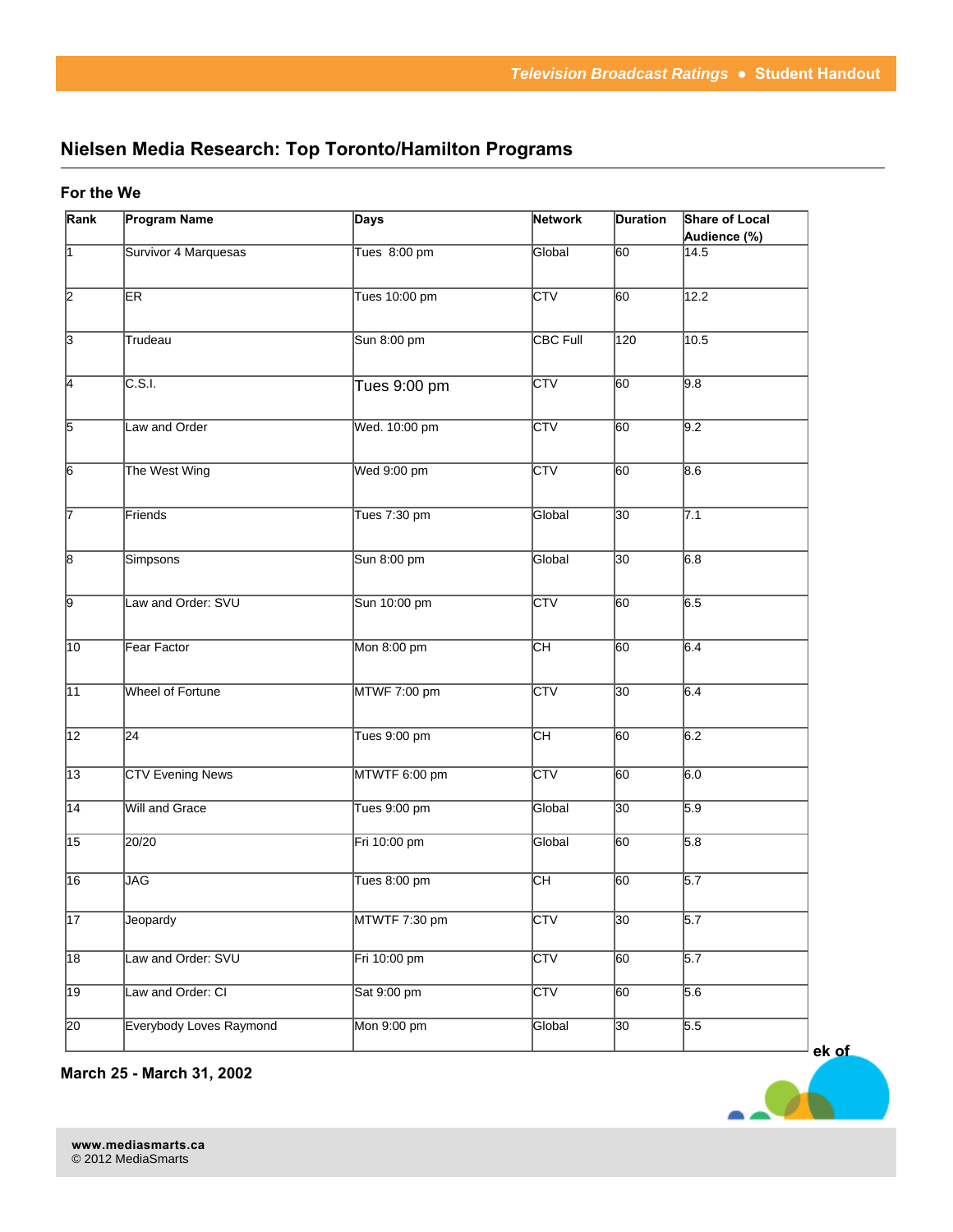## Nielsen Media Research: Top Toronto/Hamilton Programs

**For the We**

| Rank | Program Name | Days | Network | Duration | Share of Local Audience (%) |
|---|---|---|---|---|---|
| 1 | Survivor 4 Marquesas | Tues 8:00 pm | Global | 60 | 14.5 |
| 2 | ER | Tues 10:00 pm | CTV | 60 | 12.2 |
| 3 | Trudeau | Sun 8:00 pm | CBC Full | 120 | 10.5 |
| 4 | C.S.I. | Tues 9:00 pm | CTV | 60 | 9.8 |
| 5 | Law and Order | Wed. 10:00 pm | CTV | 60 | 9.2 |
| 6 | The West Wing | Wed 9:00 pm | CTV | 60 | 8.6 |
| 7 | Friends | Tues 7:30 pm | Global | 30 | 7.1 |
| 8 | Simpsons | Sun 8:00 pm | Global | 30 | 6.8 |
| 9 | Law and Order: SVU | Sun 10:00 pm | CTV | 60 | 6.5 |
| 10 | Fear Factor | Mon 8:00 pm | CH | 60 | 6.4 |
| 11 | Wheel of Fortune | MTWF 7:00 pm | CTV | 30 | 6.4 |
| 12 | 24 | Tues 9:00 pm | CH | 60 | 6.2 |
| 13 | CTV Evening News | MTWTF 6:00 pm | CTV | 60 | 6.0 |
| 14 | Will and Grace | Tues 9:00 pm | Global | 30 | 5.9 |
| 15 | 20/20 | Fri 10:00 pm | Global | 60 | 5.8 |
| 16 | JAG | Tues 8:00 pm | CH | 60 | 5.7 |
| 17 | Jeopardy | MTWTF 7:30 pm | CTV | 30 | 5.7 |
| 18 | Law and Order: SVU | Fri 10:00 pm | CTV | 60 | 5.7 |
| 19 | Law and Order: CI | Sat 9:00 pm | CTV | 60 | 5.6 |
| 20 | Everybody Loves Raymond | Mon 9:00 pm | Global | 30 | 5.5 |

**ek of**

**March 25 - March 31, 2002**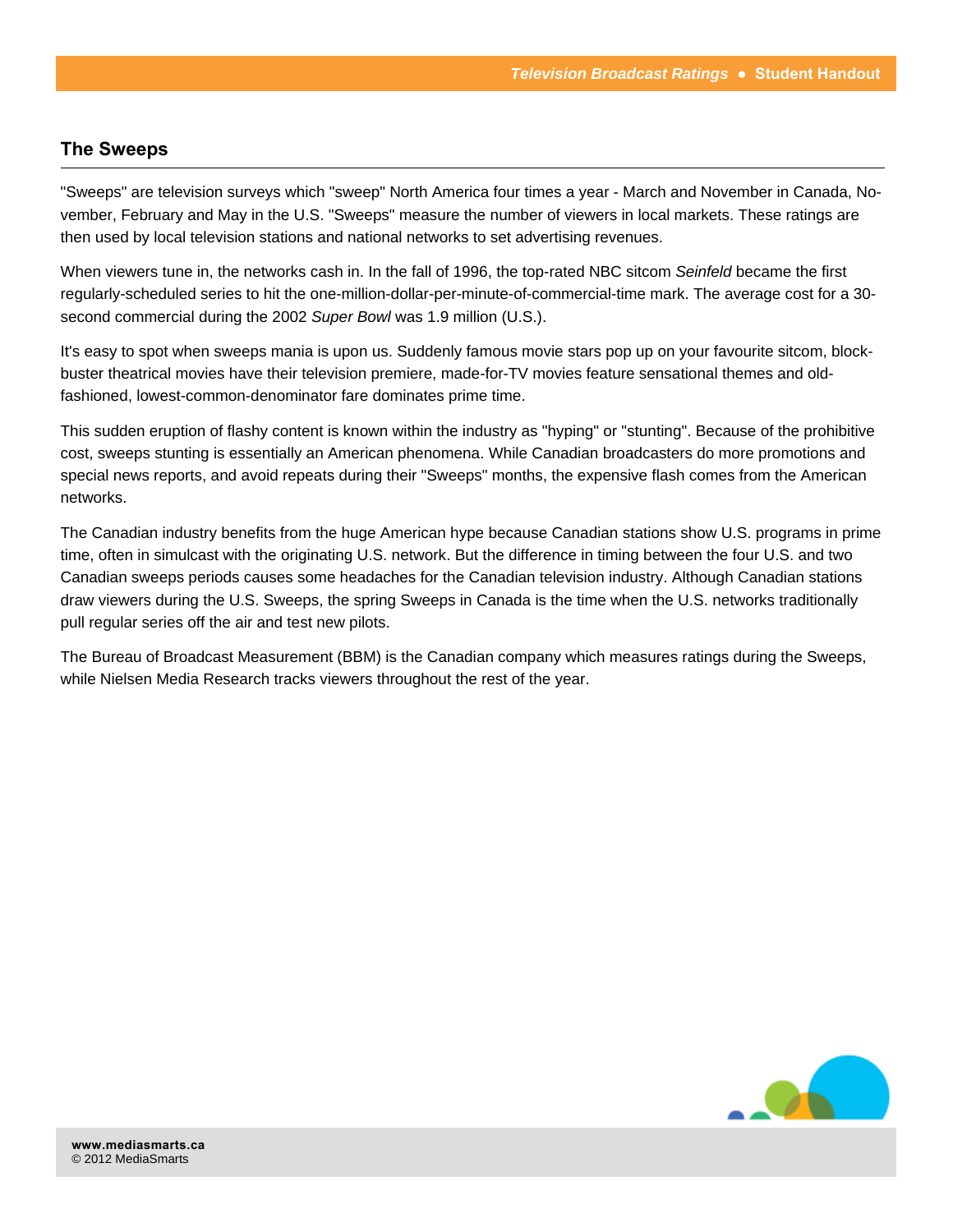## The Sweeps

"Sweeps" are television surveys which "sweep" North America four times a year - March and November in Canada, November, February and May in the U.S. "Sweeps" measure the number of viewers in local markets. These ratings are then used by local television stations and national networks to set advertising revenues.

When viewers tune in, the networks cash in. In the fall of 1996, the top-rated NBC sitcom *Seinfeld* became the first regularly-scheduled series to hit the one-million-dollar-per-minute-of-commercial-time mark. The average cost for a 30-second commercial during the 2002 *Super Bowl* was 1.9 million (U.S.).

It's easy to spot when sweeps mania is upon us. Suddenly famous movie stars pop up on your favourite sitcom, blockbuster theatrical movies have their television premiere, made-for-TV movies feature sensational themes and old-fashioned, lowest-common-denominator fare dominates prime time.

This sudden eruption of flashy content is known within the industry as "hyping" or "stunting". Because of the prohibitive cost, sweeps stunting is essentially an American phenomena. While Canadian broadcasters do more promotions and special news reports, and avoid repeats during their "Sweeps" months, the expensive flash comes from the American networks.

The Canadian industry benefits from the huge American hype because Canadian stations show U.S. programs in prime time, often in simulcast with the originating U.S. network. But the difference in timing between the four U.S. and two Canadian sweeps periods causes some headaches for the Canadian television industry. Although Canadian stations draw viewers during the U.S. Sweeps, the spring Sweeps in Canada is the time when the U.S. networks traditionally pull regular series off the air and test new pilots.

The Bureau of Broadcast Measurement (BBM) is the Canadian company which measures ratings during the Sweeps, while Nielsen Media Research tracks viewers throughout the rest of the year.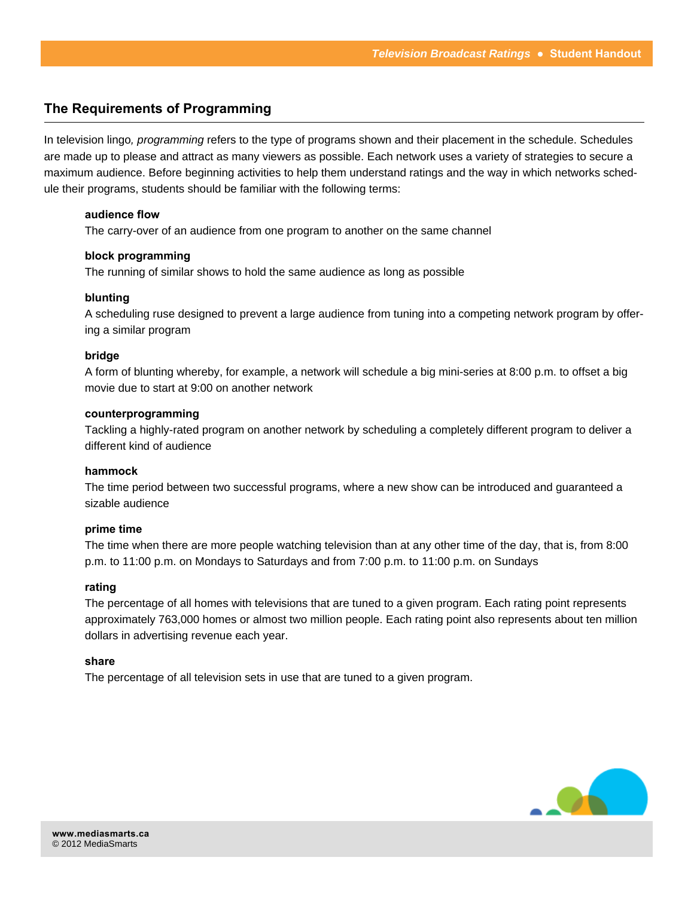## The Requirements of Programming

In television lingo, *programming* refers to the type of programs shown and their placement in the schedule. Schedules are made up to please and attract as many viewers as possible. Each network uses a variety of strategies to secure a maximum audience. Before beginning activities to help them understand ratings and the way in which networks schedule their programs, students should be familiar with the following terms:

**audience flow**
The carry-over of an audience from one program to another on the same channel

**block programming**
The running of similar shows to hold the same audience as long as possible

**blunting**
A scheduling ruse designed to prevent a large audience from tuning into a competing network program by offering a similar program

**bridge**
A form of blunting whereby, for example, a network will schedule a big mini-series at 8:00 p.m. to offset a big movie due to start at 9:00 on another network

**counterprogramming**
Tackling a highly-rated program on another network by scheduling a completely different program to deliver a different kind of audience

**hammock**
The time period between two successful programs, where a new show can be introduced and guaranteed a sizable audience

**prime time**
The time when there are more people watching television than at any other time of the day, that is, from 8:00 p.m. to 11:00 p.m. on Mondays to Saturdays and from 7:00 p.m. to 11:00 p.m. on Sundays

**rating**
The percentage of all homes with televisions that are tuned to a given program. Each rating point represents approximately 763,000 homes or almost two million people. Each rating point also represents about ten million dollars in advertising revenue each year.

**share**
The percentage of all television sets in use that are tuned to a given program.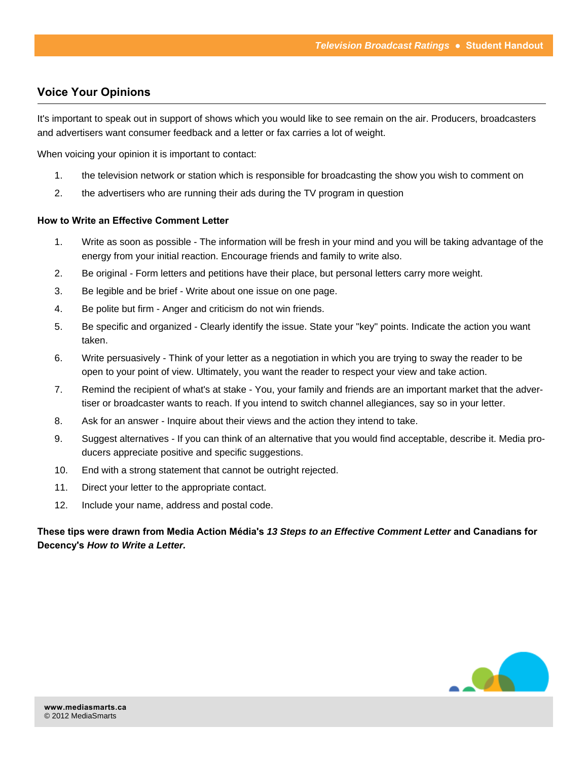## Voice Your Opinions

It's important to speak out in support of shows which you would like to see remain on the air. Producers, broadcasters and advertisers want consumer feedback and a letter or fax carries a lot of weight.

When voicing your opinion it is important to contact:

1. the television network or station which is responsible for broadcasting the show you wish to comment on
2. the advertisers who are running their ads during the TV program in question

**How to Write an Effective Comment Letter**

1. Write as soon as possible - The information will be fresh in your mind and you will be taking advantage of the energy from your initial reaction. Encourage friends and family to write also.
2. Be original - Form letters and petitions have their place, but personal letters carry more weight.
3. Be legible and be brief - Write about one issue on one page.
4. Be polite but firm - Anger and criticism do not win friends.
5. Be specific and organized - Clearly identify the issue. State your "key" points. Indicate the action you want taken.
6. Write persuasively - Think of your letter as a negotiation in which you are trying to sway the reader to be open to your point of view. Ultimately, you want the reader to respect your view and take action.
7. Remind the recipient of what's at stake - You, your family and friends are an important market that the advertiser or broadcaster wants to reach. If you intend to switch channel allegiances, say so in your letter.
8. Ask for an answer - Inquire about their views and the action they intend to take.
9. Suggest alternatives - If you can think of an alternative that you would find acceptable, describe it. Media producers appreciate positive and specific suggestions.
10. End with a strong statement that cannot be outright rejected.
11. Direct your letter to the appropriate contact.
12. Include your name, address and postal code.

**These tips were drawn from Media Action Média's *13 Steps to an Effective Comment Letter* and Canadians for Decency's *How to Write a Letter.***